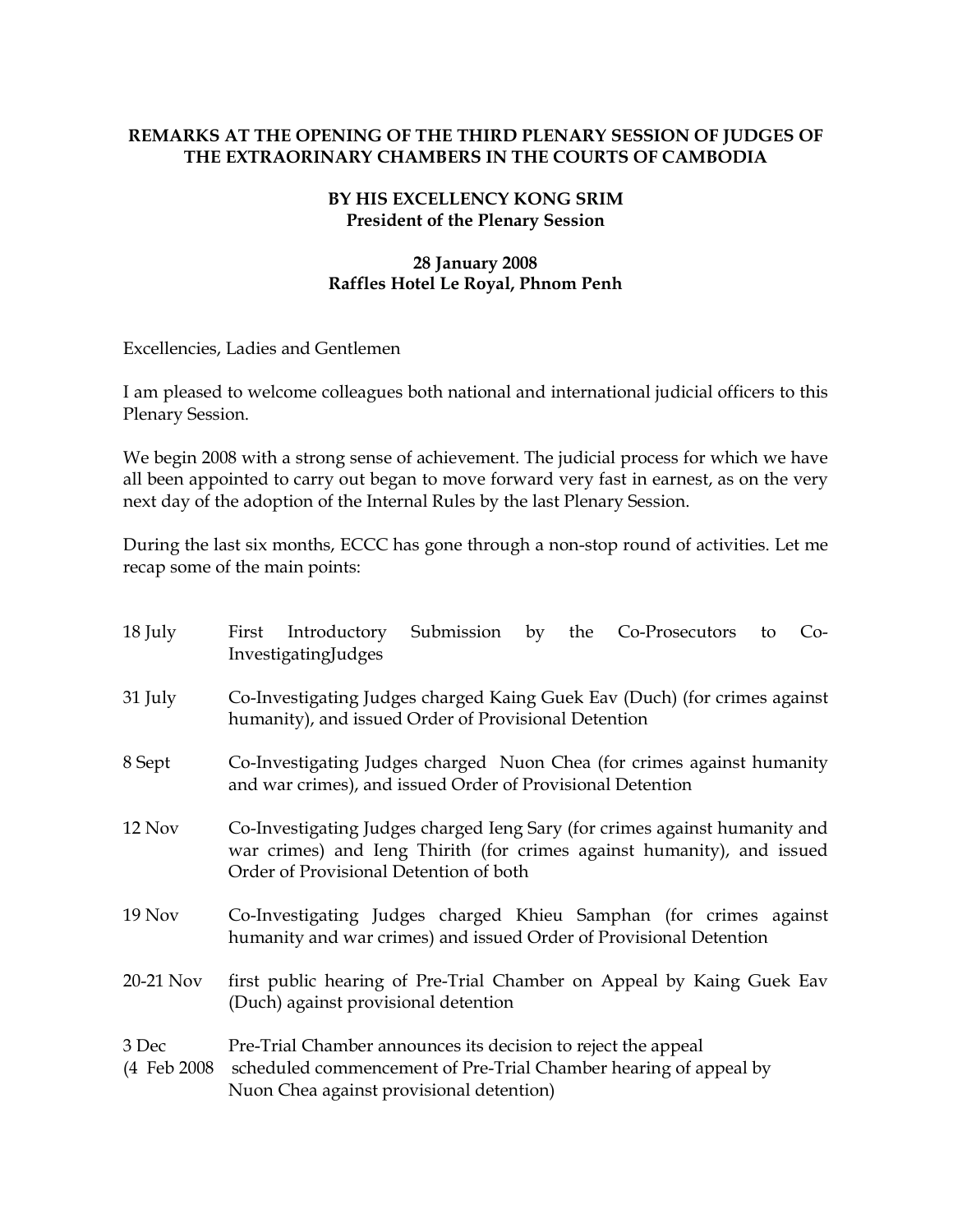**REMARKS AT THE OPENING OF THE THIRD PLENARY SESSION OF JUDGES OF THE EXTRAORINARY CHAMBERS IN THE COURTS OF CAMBODIA**

**BY HIS EXCELLENCY KONG SRIM**
**President of the Plenary Session**

**28 January 2008**
**Raffles Hotel Le Royal, Phnom Penh**

Excellencies, Ladies and Gentlemen

I am pleased to welcome colleagues both national and international judicial officers to this Plenary Session.

We begin 2008 with a strong sense of achievement. The judicial process for which we have all been appointed to carry out began to move forward very fast in earnest, as on the very next day of the adoption of the Internal Rules by the last Plenary Session.

During the last six months, ECCC has gone through a non-stop round of activities. Let me recap some of the main points:

18 July — First Introductory Submission by the Co-Prosecutors to Co-InvestigatingJudges

31 July — Co-Investigating Judges charged Kaing Guek Eav (Duch) (for crimes against humanity), and issued Order of Provisional Detention

8 Sept — Co-Investigating Judges charged Nuon Chea (for crimes against humanity and war crimes), and issued Order of Provisional Detention

12 Nov — Co-Investigating Judges charged Ieng Sary (for crimes against humanity and war crimes) and Ieng Thirith (for crimes against humanity), and issued Order of Provisional Detention of both

19 Nov — Co-Investigating Judges charged Khieu Samphan (for crimes against humanity and war crimes) and issued Order of Provisional Detention

20-21 Nov — first public hearing of Pre-Trial Chamber on Appeal by Kaing Guek Eav (Duch) against provisional detention

3 Dec — Pre-Trial Chamber announces its decision to reject the appeal

(4 Feb 2008 — scheduled commencement of Pre-Trial Chamber hearing of appeal by Nuon Chea against provisional detention)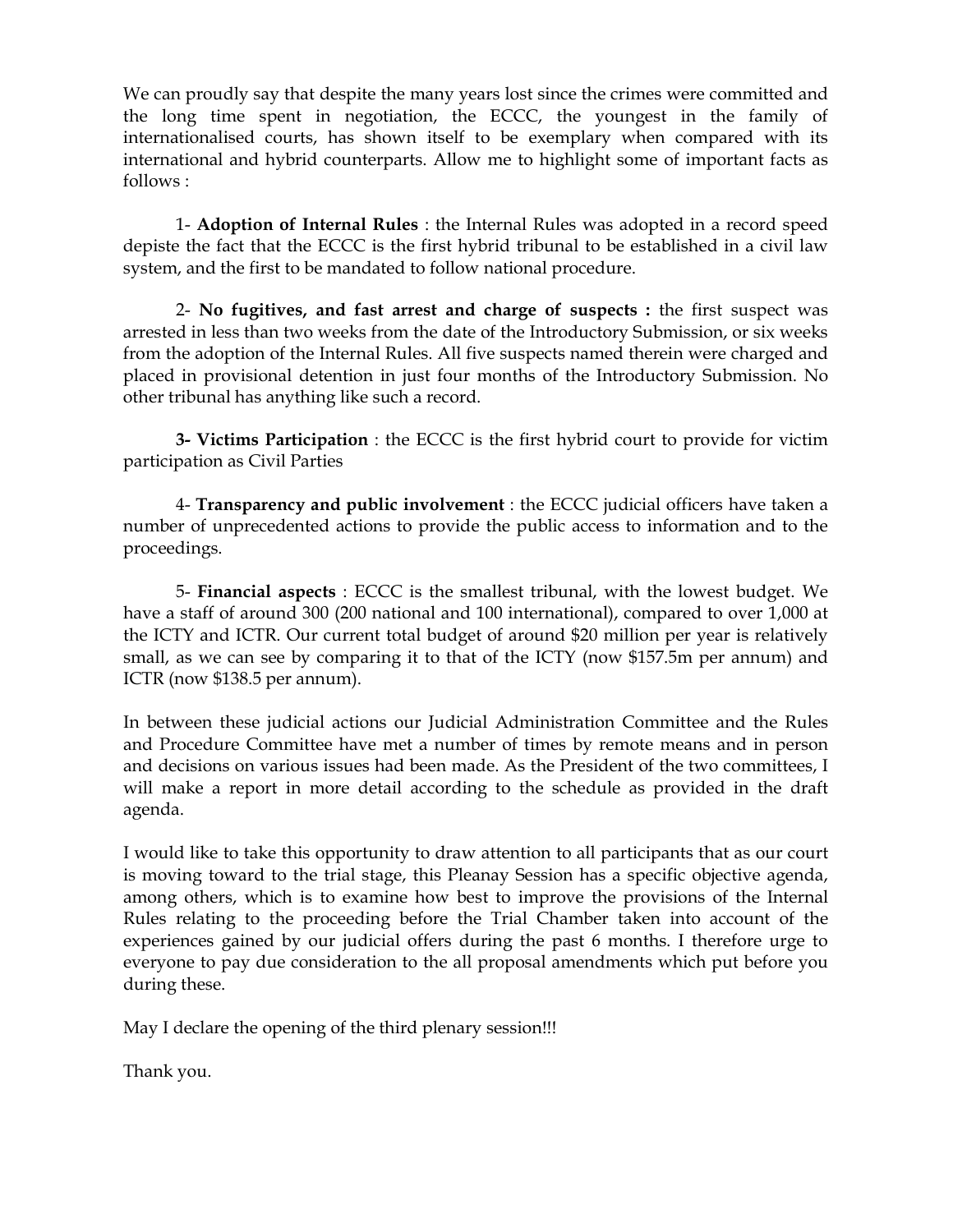We can proudly say that despite the many years lost since the crimes were committed and the long time spent in negotiation, the ECCC, the youngest in the family of internationalised courts, has shown itself to be exemplary when compared with its international and hybrid counterparts. Allow me to highlight some of important facts as follows :

1- **Adoption of Internal Rules** : the Internal Rules was adopted in a record speed depiste the fact that the ECCC is the first hybrid tribunal to be established in a civil law system, and the first to be mandated to follow national procedure.

2- **No fugitives, and fast arrest and charge of suspects :** the first suspect was arrested in less than two weeks from the date of the Introductory Submission, or six weeks from the adoption of the Internal Rules. All five suspects named therein were charged and placed in provisional detention in just four months of the Introductory Submission. No other tribunal has anything like such a record.

**3- Victims Participation** : the ECCC is the first hybrid court to provide for victim participation as Civil Parties

4- **Transparency and public involvement** : the ECCC judicial officers have taken a number of unprecedented actions to provide the public access to information and to the proceedings.

5- **Financial aspects** : ECCC is the smallest tribunal, with the lowest budget. We have a staff of around 300 (200 national and 100 international), compared to over 1,000 at the ICTY and ICTR. Our current total budget of around $20 million per year is relatively small, as we can see by comparing it to that of the ICTY (now $157.5m per annum) and ICTR (now $138.5 per annum).

In between these judicial actions our Judicial Administration Committee and the Rules and Procedure Committee have met a number of times by remote means and in person and decisions on various issues had been made. As the President of the two committees, I will make a report in more detail according to the schedule as provided in the draft agenda.

I would like to take this opportunity to draw attention to all participants that as our court is moving toward to the trial stage, this Pleanay Session has a specific objective agenda, among others, which is to examine how best to improve the provisions of the Internal Rules relating to the proceeding before the Trial Chamber taken into account of the experiences gained by our judicial offers during the past 6 months. I therefore urge to everyone to pay due consideration to the all proposal amendments which put before you during these.

May I declare the opening of the third plenary session!!!

Thank you.